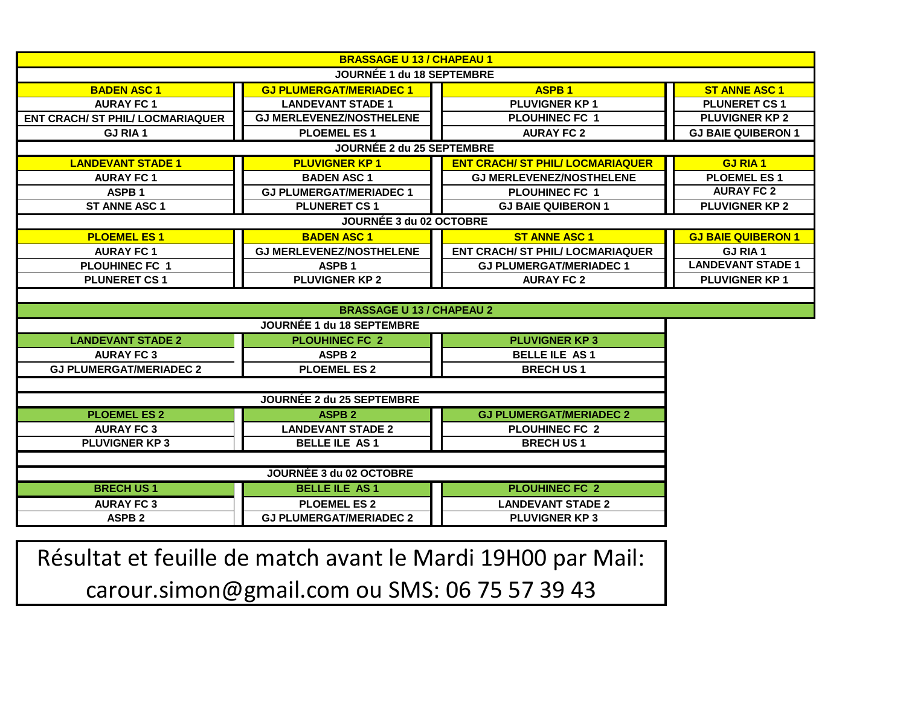## BRASSAGE U 13 / CHAPEAU 1

### JOURNÉE 1 du 18 SEPTEMBRE

| BADEN ASC 1 | GJ PLUMERGAT/MERIADEC 1 | ASPB 1 | ST ANNE ASC 1 |
|---|---|---|---|
| AURAY FC 1 | LANDEVANT STADE 1 | PLUVIGNER KP 1 | PLUNERET CS 1 |
| ENT CRACH/ ST PHIL/ LOCMARIAQUER | GJ MERLEVENEZ/NOSTHELENE | PLOUHINEC FC 1 | PLUVIGNER KP 2 |
| GJ RIA 1 | PLOEMEL ES 1 | AURAY FC 2 | GJ BAIE QUIBERON 1 |

### JOURNÉE 2 du 25 SEPTEMBRE

| LANDEVANT STADE 1 | PLUVIGNER KP 1 | ENT CRACH/ ST PHIL/ LOCMARIAQUER | GJ RIA 1 |
|---|---|---|---|
| AURAY FC 1 | BADEN ASC 1 | GJ MERLEVENEZ/NOSTHELENE | PLOEMEL ES 1 |
| ASPB 1 | GJ PLUMERGAT/MERIADEC 1 | PLOUHINEC FC 1 | AURAY FC 2 |
| ST ANNE ASC 1 | PLUNERET CS 1 | GJ BAIE QUIBERON 1 | PLUVIGNER KP 2 |

### JOURNÉE 3 du 02 OCTOBRE

| PLOEMEL ES 1 | BADEN ASC 1 | ST ANNE ASC 1 | GJ BAIE QUIBERON 1 |
|---|---|---|---|
| AURAY FC 1 | GJ MERLEVENEZ/NOSTHELENE | ENT CRACH/ ST PHIL/ LOCMARIAQUER | GJ RIA 1 |
| PLOUHINEC FC 1 | ASPB 1 | GJ PLUMERGAT/MERIADEC 1 | LANDEVANT STADE 1 |
| PLUNERET CS 1 | PLUVIGNER KP 2 | AURAY FC 2 | PLUVIGNER KP 1 |

## BRASSAGE U 13 / CHAPEAU 2

### JOURNÉE 1 du 18 SEPTEMBRE

| LANDEVANT STADE 2 | PLOUHINEC FC 2 | PLUVIGNER KP 3 |
|---|---|---|
| AURAY FC 3 | ASPB 2 | BELLE ILE AS 1 |
| GJ PLUMERGAT/MERIADEC 2 | PLOEMEL ES 2 | BRECH US 1 |

### JOURNÉE 2 du 25 SEPTEMBRE

| PLOEMEL ES 2 | ASPB 2 | GJ PLUMERGAT/MERIADEC 2 |
|---|---|---|
| AURAY FC 3 | LANDEVANT STADE 2 | PLOUHINEC FC 2 |
| PLUVIGNER KP 3 | BELLE ILE AS 1 | BRECH US 1 |

### JOURNÉE 3 du 02 OCTOBRE

| BRECH US 1 | BELLE ILE AS 1 | PLOUHINEC FC 2 |
|---|---|---|
| AURAY FC 3 | PLOEMEL ES 2 | LANDEVANT STADE 2 |
| ASPB 2 | GJ PLUMERGAT/MERIADEC 2 | PLUVIGNER KP 3 |

Résultat et feuille de match avant le Mardi 19H00 par Mail: carour.simon@gmail.com ou SMS: 06 75 57 39 43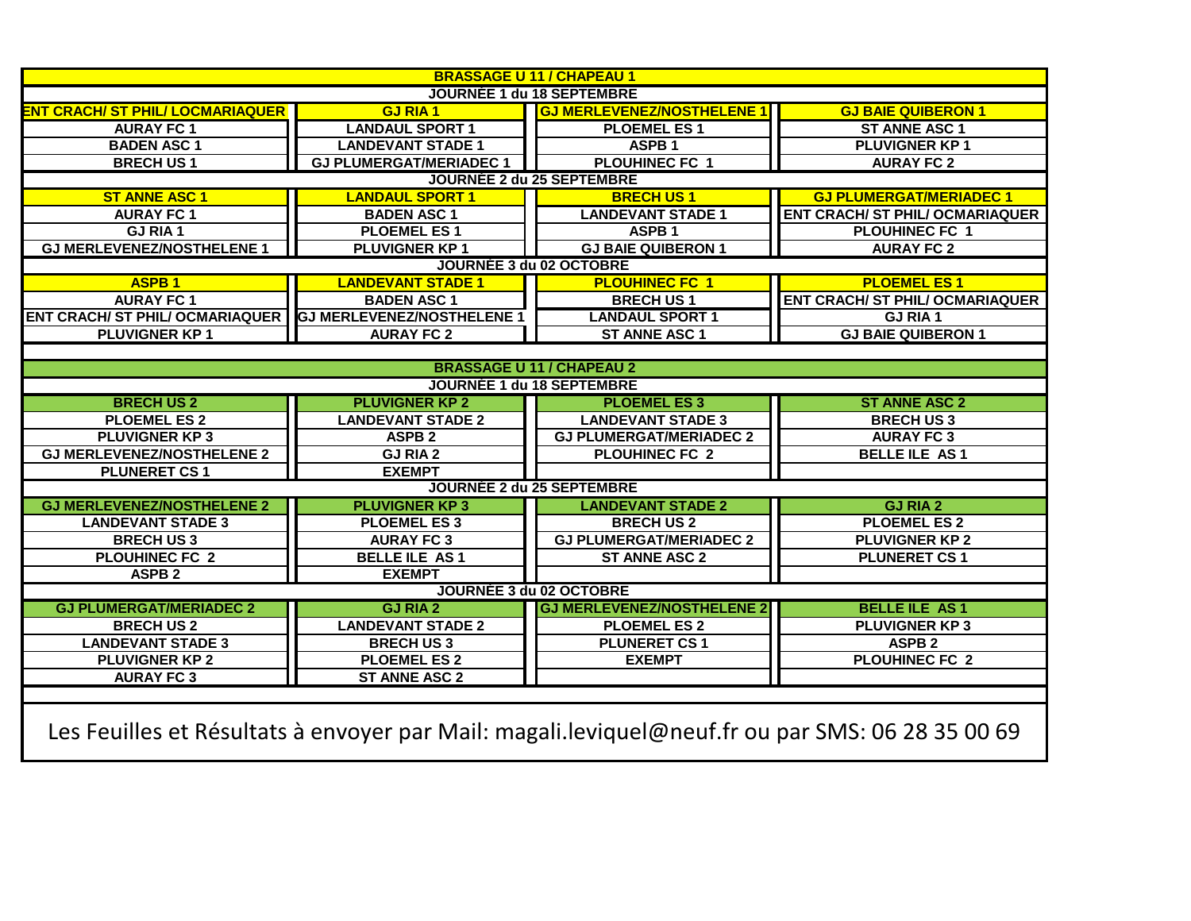| BRASSAGE U 11 / CHAPEAU 1 | | | |
|---|---|---|---|
| **JOURNÉE 1 du 18 SEPTEMBRE** | | | |
| **ENT CRACH/ ST PHIL/ LOCMARIAQUER** | **GJ RIA 1** | **GJ MERLEVENEZ/NOSTHELENE 1** | **GJ BAIE QUIBERON 1** |
| AURAY FC 1 | LANDAUL SPORT 1 | PLOEMEL ES 1 | ST ANNE ASC 1 |
| BADEN ASC 1 | LANDEVANT STADE 1 | ASPB 1 | PLUVIGNER KP 1 |
| BRECH US 1 | GJ PLUMERGAT/MERIADEC 1 | PLOUHINEC FC 1 | AURAY FC 2 |
| **JOURNÉE 2 du 25 SEPTEMBRE** | | | |
| **ST ANNE ASC 1** | **LANDAUL SPORT 1** | **BRECH US 1** | **GJ PLUMERGAT/MERIADEC 1** |
| AURAY FC 1 | BADEN ASC 1 | LANDEVANT STADE 1 | ENT CRACH/ ST PHIL/ OCMARIAQUER |
| GJ RIA 1 | PLOEMEL ES 1 | ASPB 1 | PLOUHINEC FC 1 |
| GJ MERLEVENEZ/NOSTHELENE 1 | PLUVIGNER KP 1 | GJ BAIE QUIBERON 1 | AURAY FC 2 |
| **JOURNÉE 3 du 02 OCTOBRE** | | | |
| **ASPB 1** | **LANDEVANT STADE 1** | **PLOUHINEC FC 1** | **PLOEMEL ES 1** |
| AURAY FC 1 | BADEN ASC 1 | BRECH US 1 | ENT CRACH/ ST PHIL/ OCMARIAQUER |
| ENT CRACH/ ST PHIL/ OCMARIAQUER | GJ MERLEVENEZ/NOSTHELENE 1 | LANDAUL SPORT 1 | GJ RIA 1 |
| PLUVIGNER KP 1 | AURAY FC 2 | ST ANNE ASC 1 | GJ BAIE QUIBERON 1 |

| BRASSAGE U 11 / CHAPEAU 2 | | | |
|---|---|---|---|
| **JOURNÉE 1 du 18 SEPTEMBRE** | | | |
| **BRECH US 2** | **PLUVIGNER KP 2** | **PLOEMEL ES 3** | **ST ANNE ASC 2** |
| PLOEMEL ES 2 | LANDEVANT STADE 2 | LANDEVANT STADE 3 | BRECH US 3 |
| PLUVIGNER KP 3 | ASPB 2 | GJ PLUMERGAT/MERIADEC 2 | AURAY FC 3 |
| GJ MERLEVENEZ/NOSTHELENE 2 | GJ RIA 2 | PLOUHINEC FC 2 | BELLE ILE AS 1 |
| PLUNERET CS 1 | EXEMPT | | |
| **JOURNÉE 2 du 25 SEPTEMBRE** | | | |
| **GJ MERLEVENEZ/NOSTHELENE 2** | **PLUVIGNER KP 3** | **LANDEVANT STADE 2** | **GJ RIA 2** |
| LANDEVANT STADE 3 | PLOEMEL ES 3 | BRECH US 2 | PLOEMEL ES 2 |
| BRECH US 3 | AURAY FC 3 | GJ PLUMERGAT/MERIADEC 2 | PLUVIGNER KP 2 |
| PLOUHINEC FC 2 | BELLE ILE AS 1 | ST ANNE ASC 2 | PLUNERET CS 1 |
| ASPB 2 | EXEMPT | | |
| **JOURNÉE 3 du 02 OCTOBRE** | | | |
| **GJ PLUMERGAT/MERIADEC 2** | **GJ RIA 2** | **GJ MERLEVENEZ/NOSTHELENE 2** | **BELLE ILE AS 1** |
| BRECH US 2 | LANDEVANT STADE 2 | PLOEMEL ES 2 | PLUVIGNER KP 3 |
| LANDEVANT STADE 3 | BRECH US 3 | PLUNERET CS 1 | ASPB 2 |
| PLUVIGNER KP 2 | PLOEMEL ES 2 | EXEMPT | PLOUHINEC FC 2 |
| AURAY FC 3 | ST ANNE ASC 2 | | |

Les Feuilles et Résultats à envoyer par Mail: magali.leviquel@neuf.fr ou par SMS: 06 28 35 00 69